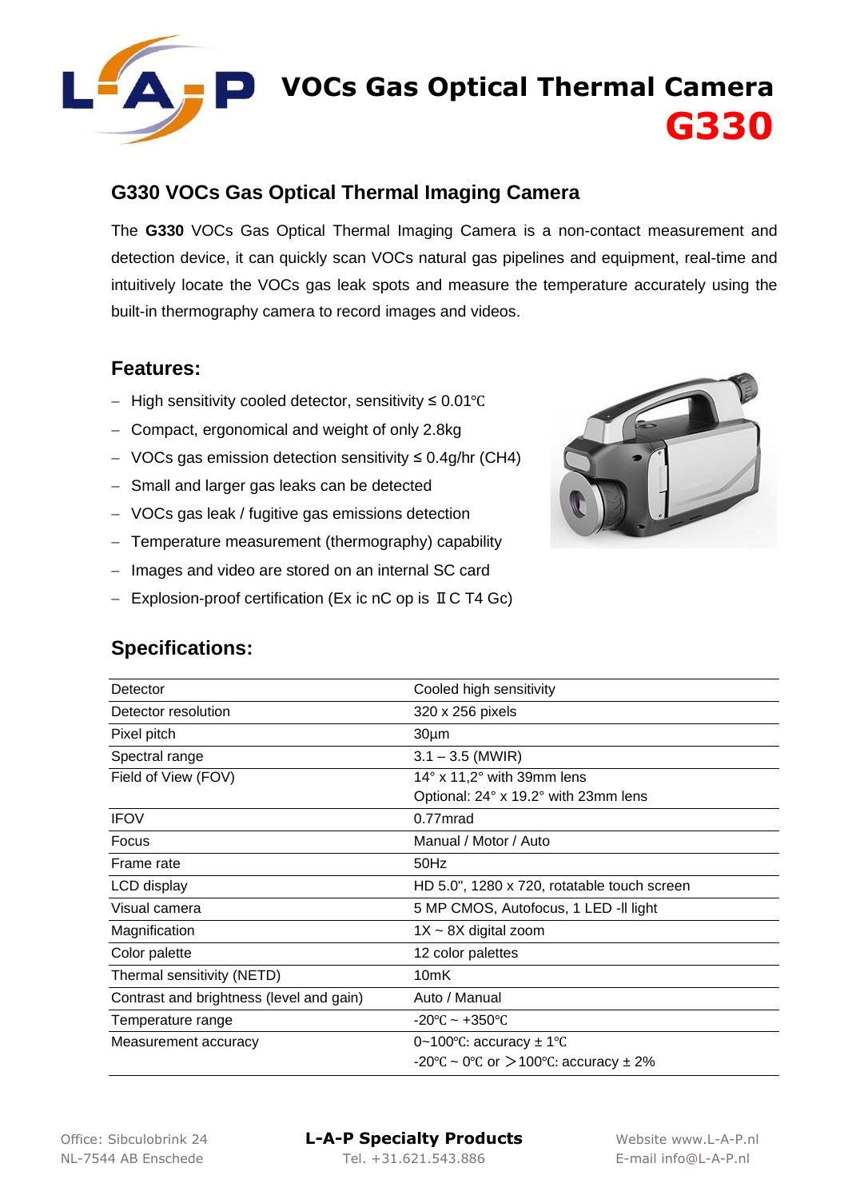# VOCs Gas Optical Thermal Camera G330

## G330 VOCs Gas Optical Thermal Imaging Camera

The **G330** VOCs Gas Optical Thermal Imaging Camera is a non-contact measurement and detection device, it can quickly scan VOCs natural gas pipelines and equipment, real-time and intuitively locate the VOCs gas leak spots and measure the temperature accurately using the built-in thermography camera to record images and videos.

## Features:

- High sensitivity cooled detector, sensitivity ≤ 0.01℃
- Compact, ergonomical and weight of only 2.8kg
- VOCs gas emission detection sensitivity ≤ 0.4g/hr ($CH_4$)
- Small and larger gas leaks can be detected
- VOCs gas leak / fugitive gas emissions detection
- Temperature measurement (thermography) capability
- Images and video are stored on an internal SC card
- Explosion-proof certification (Ex ic nC op is ⅡC T4 Gc)

## Specifications:

| | |
|---|---|
| Detector | Cooled high sensitivity |
| Detector resolution | 320 x 256 pixels |
| Pixel pitch | 30µm |
| Spectral range | 3.1 – 3.5 (MWIR) |
| Field of View (FOV) | 14° x 11,2° with 39mm lens<br>Optional: 24° x 19.2° with 23mm lens |
| IFOV | 0.77mrad |
| Focus | Manual / Motor / Auto |
| Frame rate | 50Hz |
| LCD display | HD 5.0", 1280 x 720, rotatable touch screen |
| Visual camera | 5 MP CMOS, Autofocus, 1 LED -ll light |
| Magnification | 1X ~ 8X digital zoom |
| Color palette | 12 color palettes |
| Thermal sensitivity (NETD) | 10mK |
| Contrast and brightness (level and gain) | Auto / Manual |
| Temperature range | -20℃ ~ +350℃ |
| Measurement accuracy | 0~100℃: accuracy ± 1℃<br>-20℃ ~ 0℃ or ＞100℃: accuracy ± 2% |

Office: Sibculobrink 24
NL-7544 AB Enschede

**L-A-P Specialty Products**
Tel. +31.621.543.886

Website www.L-A-P.nl
E-mail info@L-A-P.nl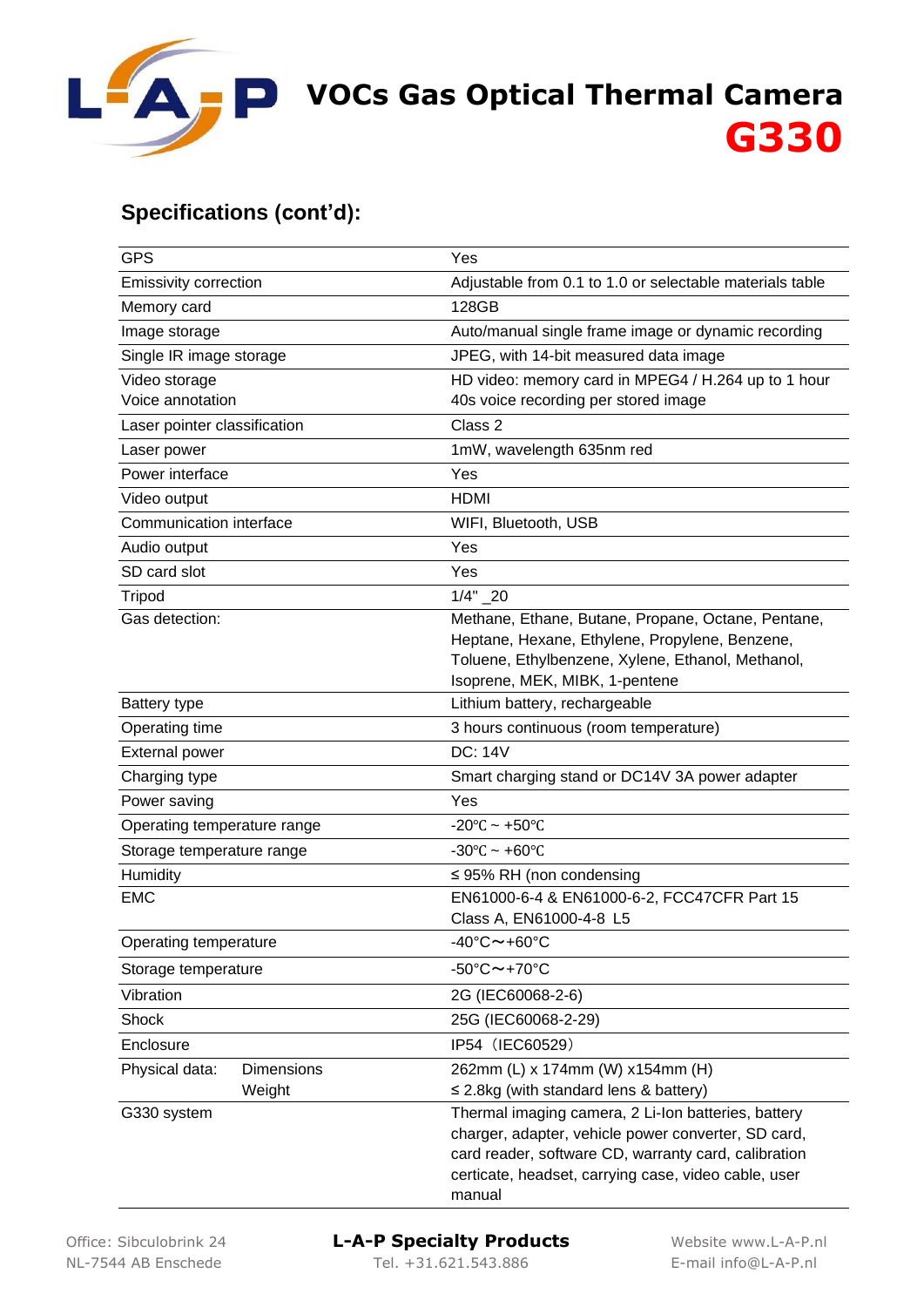## Specifications (cont'd):

| | |
|---|---|
| GPS | Yes |
| Emissivity correction | Adjustable from 0.1 to 1.0 or selectable materials table |
| Memory card | 128GB |
| Image storage | Auto/manual single frame image or dynamic recording |
| Single IR image storage | JPEG, with 14-bit measured data image |
| Video storage<br>Voice annotation | HD video: memory card in MPEG4 / H.264 up to 1 hour<br>40s voice recording per stored image |
| Laser pointer classification | Class 2 |
| Laser power | 1mW, wavelength 635nm red |
| Power interface | Yes |
| Video output | HDMI |
| Communication interface | WIFI, Bluetooth, USB |
| Audio output | Yes |
| SD card slot | Yes |
| Tripod | 1/4" _20 |
| Gas detection: | Methane, Ethane, Butane, Propane, Octane, Pentane, Heptane, Hexane, Ethylene, Propylene, Benzene, Toluene, Ethylbenzene, Xylene, Ethanol, Methanol, Isoprene, MEK, MIBK, 1-pentene |
| Battery type | Lithium battery, rechargeable |
| Operating time | 3 hours continuous (room temperature) |
| External power | DC: 14V |
| Charging type | Smart charging stand or DC14V 3A power adapter |
| Power saving | Yes |
| Operating temperature range | -20℃ ~ +50℃ |
| Storage temperature range | -30℃ ~ +60℃ |
| Humidity | ≤ 95% RH (non condensing |
| EMC | EN61000-6-4 & EN61000-6-2, FCC47CFR Part 15 Class A, EN61000-4-8 L5 |
| Operating temperature | -40°C～+60°C |
| Storage temperature | -50°C～+70°C |
| Vibration | 2G (IEC60068-2-6) |
| Shock | 25G (IEC60068-2-29) |
| Enclosure | IP54（IEC60529） |
| Physical data: Dimensions<br>Weight | 262mm (L) x 174mm (W) x154mm (H)<br>≤ 2.8kg (with standard lens & battery) |
| G330 system | Thermal imaging camera, 2 Li-Ion batteries, battery charger, adapter, vehicle power converter, SD card, card reader, software CD, warranty card, calibration certicate, headset, carrying case, video cable, user manual |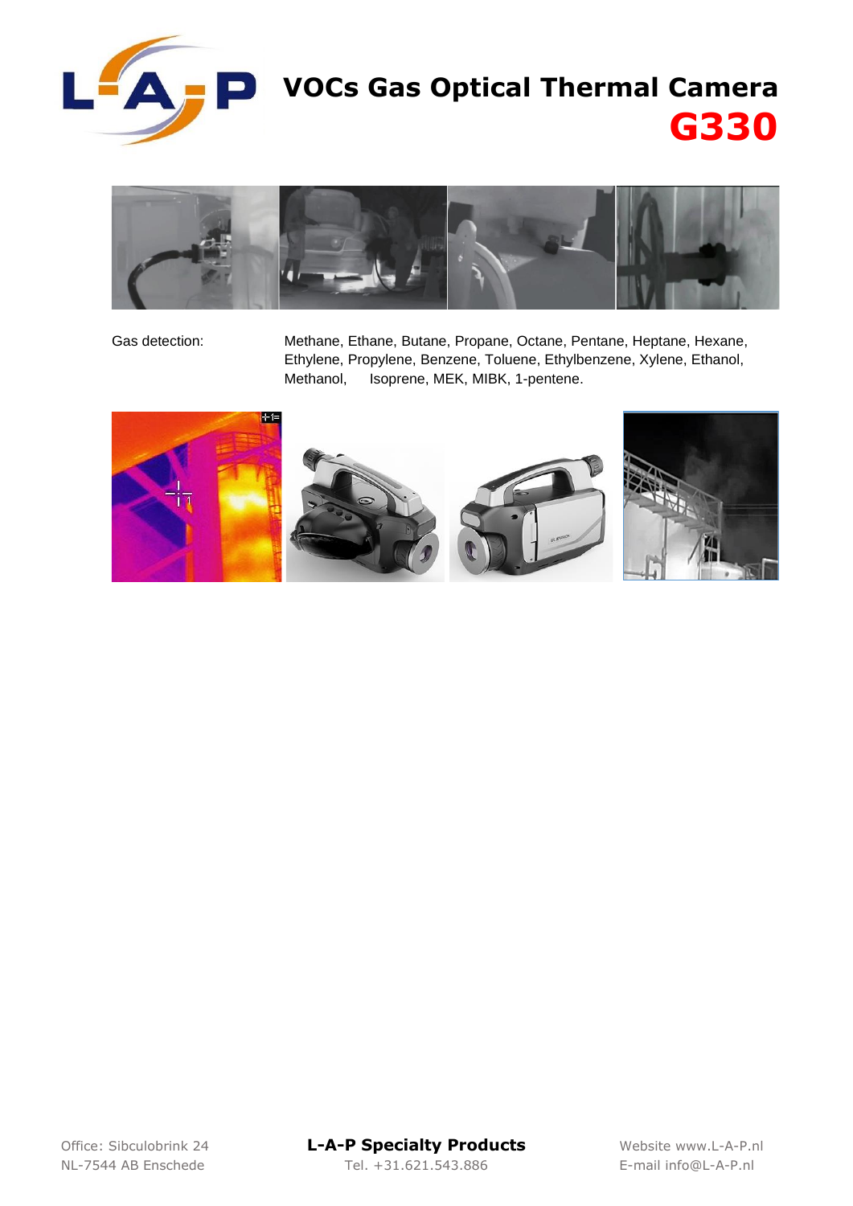# VOCs Gas Optical Thermal Camera

## G330

| | |
|---|---|
| Gas detection: | Methane, Ethane, Butane, Propane, Octane, Pentane, Heptane, Hexane, Ethylene, Propylene, Benzene, Toluene, Ethylbenzene, Xylene, Ethanol, Methanol, Isoprene, MEK, MIBK, 1-pentene. |

Office: Sibculobrink 24
NL-7544 AB Enschede

**L-A-P Specialty Products**
Tel. +31.621.543.886

Website www.L-A-P.nl
E-mail info@L-A-P.nl